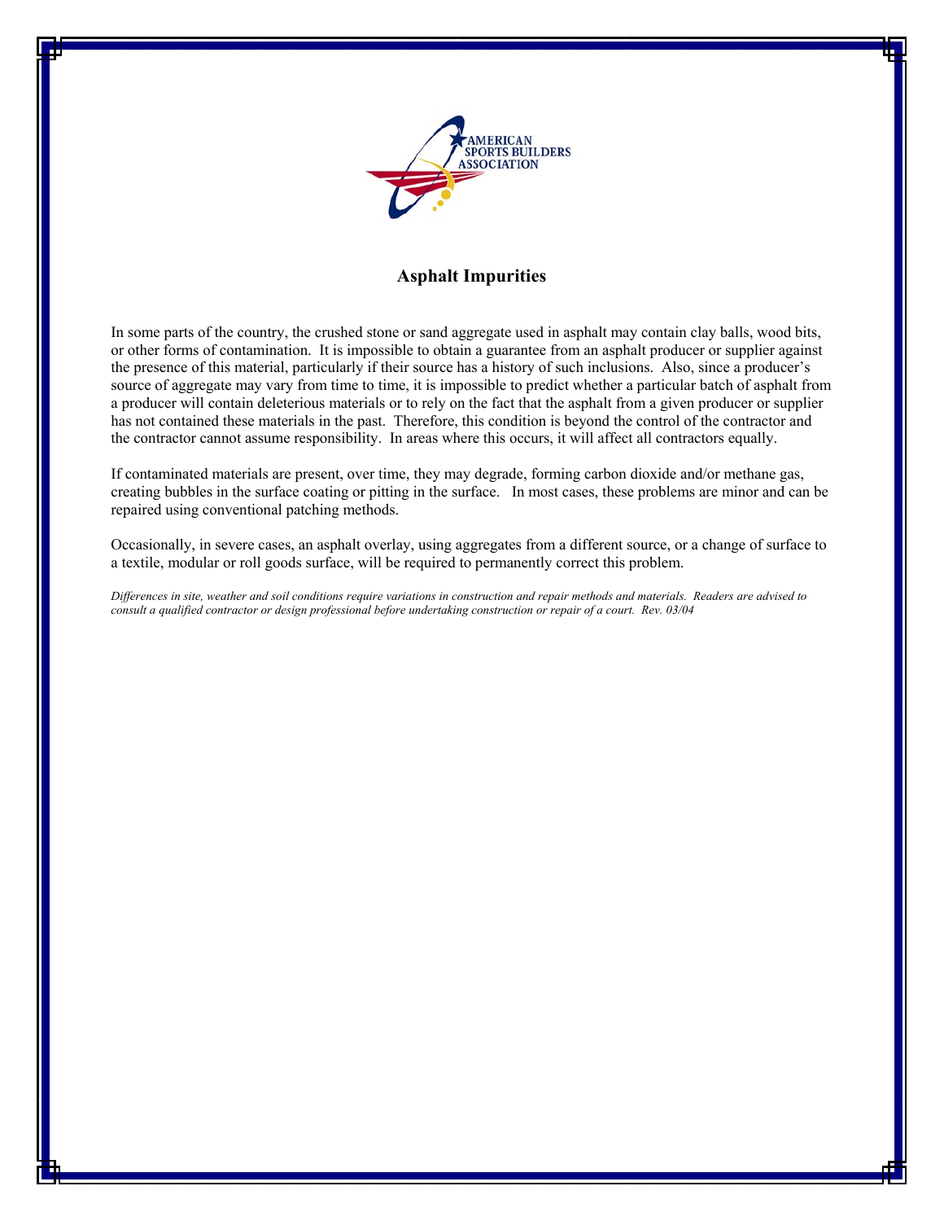AMERICAN SPORTS BUILDERS ASSOCIATION

# Asphalt Impurities

In some parts of the country, the crushed stone or sand aggregate used in asphalt may contain clay balls, wood bits, or other forms of contamination. It is impossible to obtain a guarantee from an asphalt producer or supplier against the presence of this material, particularly if their source has a history of such inclusions. Also, since a producer's source of aggregate may vary from time to time, it is impossible to predict whether a particular batch of asphalt from a producer will contain deleterious materials or to rely on the fact that the asphalt from a given producer or supplier has not contained these materials in the past. Therefore, this condition is beyond the control of the contractor and the contractor cannot assume responsibility. In areas where this occurs, it will affect all contractors equally.

If contaminated materials are present, over time, they may degrade, forming carbon dioxide and/or methane gas, creating bubbles in the surface coating or pitting in the surface. In most cases, these problems are minor and can be repaired using conventional patching methods.

Occasionally, in severe cases, an asphalt overlay, using aggregates from a different source, or a change of surface to a textile, modular or roll goods surface, will be required to permanently correct this problem.

*Differences in site, weather and soil conditions require variations in construction and repair methods and materials. Readers are advised to consult a qualified contractor or design professional before undertaking construction or repair of a court. Rev. 03/04*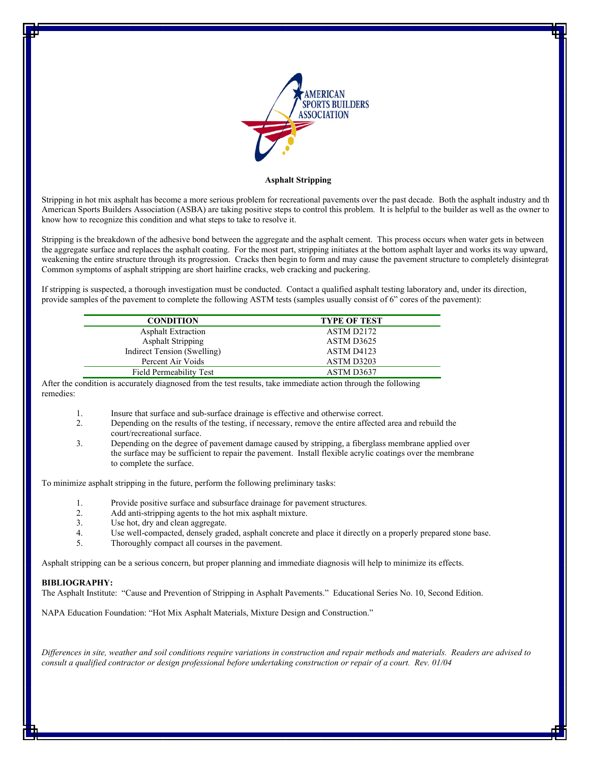**Asphalt Stripping**

Stripping in hot mix asphalt has become a more serious problem for recreational pavements over the past decade. Both the asphalt industry and th American Sports Builders Association (ASBA) are taking positive steps to control this problem. It is helpful to the builder as well as the owner to know how to recognize this condition and what steps to take to resolve it.

Stripping is the breakdown of the adhesive bond between the aggregate and the asphalt cement. This process occurs when water gets in between the aggregate surface and replaces the asphalt coating. For the most part, stripping initiates at the bottom asphalt layer and works its way upward, weakening the entire structure through its progression. Cracks then begin to form and may cause the pavement structure to completely disintegrat Common symptoms of asphalt stripping are short hairline cracks, web cracking and puckering.

If stripping is suspected, a thorough investigation must be conducted. Contact a qualified asphalt testing laboratory and, under its direction, provide samples of the pavement to complete the following ASTM tests (samples usually consist of 6" cores of the pavement):

| CONDITION | TYPE OF TEST |
|---|---|
| Asphalt Extraction | ASTM D2172 |
| Asphalt Stripping | ASTM D3625 |
| Indirect Tension (Swelling) | ASTM D4123 |
| Percent Air Voids | ASTM D3203 |
| Field Permeability Test | ASTM D3637 |

After the condition is accurately diagnosed from the test results, take immediate action through the following remedies:

1. Insure that surface and sub-surface drainage is effective and otherwise correct.
2. Depending on the results of the testing, if necessary, remove the entire affected area and rebuild the court/recreational surface.
3. Depending on the degree of pavement damage caused by stripping, a fiberglass membrane applied over the surface may be sufficient to repair the pavement. Install flexible acrylic coatings over the membrane to complete the surface.

To minimize asphalt stripping in the future, perform the following preliminary tasks:

1. Provide positive surface and subsurface drainage for pavement structures.
2. Add anti-stripping agents to the hot mix asphalt mixture.
3. Use hot, dry and clean aggregate.
4. Use well-compacted, densely graded, asphalt concrete and place it directly on a properly prepared stone base.
5. Thoroughly compact all courses in the pavement.

Asphalt stripping can be a serious concern, but proper planning and immediate diagnosis will help to minimize its effects.

**BIBLIOGRAPHY:**

The Asphalt Institute: "Cause and Prevention of Stripping in Asphalt Pavements." Educational Series No. 10, Second Edition.

NAPA Education Foundation: "Hot Mix Asphalt Materials, Mixture Design and Construction."

*Differences in site, weather and soil conditions require variations in construction and repair methods and materials. Readers are advised to consult a qualified contractor or design professional before undertaking construction or repair of a court. Rev. 01/04*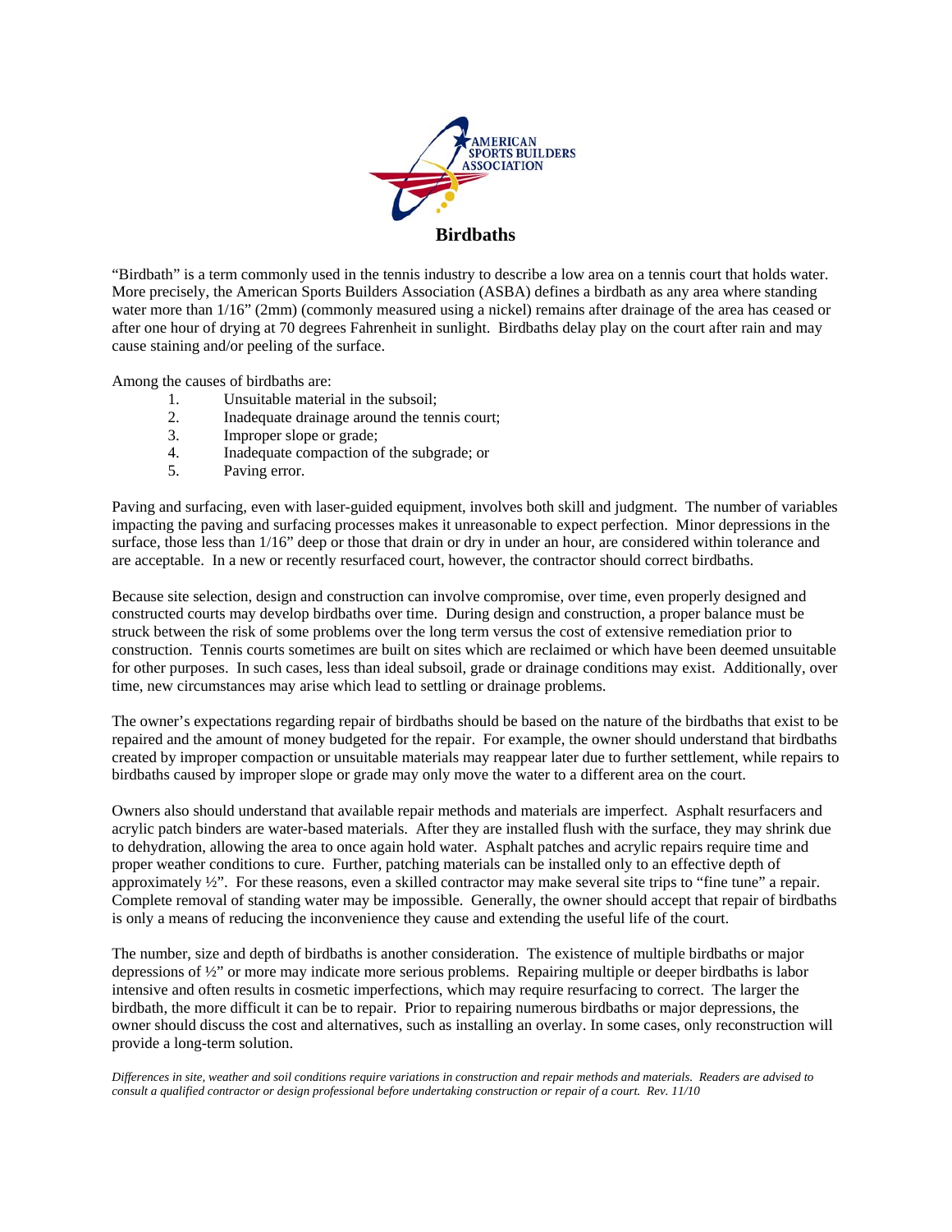# Birdbaths

"Birdbath" is a term commonly used in the tennis industry to describe a low area on a tennis court that holds water. More precisely, the American Sports Builders Association (ASBA) defines a birdbath as any area where standing water more than 1/16" (2mm) (commonly measured using a nickel) remains after drainage of the area has ceased or after one hour of drying at 70 degrees Fahrenheit in sunlight. Birdbaths delay play on the court after rain and may cause staining and/or peeling of the surface.

Among the causes of birdbaths are:

1. Unsuitable material in the subsoil;
2. Inadequate drainage around the tennis court;
3. Improper slope or grade;
4. Inadequate compaction of the subgrade; or
5. Paving error.

Paving and surfacing, even with laser-guided equipment, involves both skill and judgment. The number of variables impacting the paving and surfacing processes makes it unreasonable to expect perfection. Minor depressions in the surface, those less than 1/16" deep or those that drain or dry in under an hour, are considered within tolerance and are acceptable. In a new or recently resurfaced court, however, the contractor should correct birdbaths.

Because site selection, design and construction can involve compromise, over time, even properly designed and constructed courts may develop birdbaths over time. During design and construction, a proper balance must be struck between the risk of some problems over the long term versus the cost of extensive remediation prior to construction. Tennis courts sometimes are built on sites which are reclaimed or which have been deemed unsuitable for other purposes. In such cases, less than ideal subsoil, grade or drainage conditions may exist. Additionally, over time, new circumstances may arise which lead to settling or drainage problems.

The owner's expectations regarding repair of birdbaths should be based on the nature of the birdbaths that exist to be repaired and the amount of money budgeted for the repair. For example, the owner should understand that birdbaths created by improper compaction or unsuitable materials may reappear later due to further settlement, while repairs to birdbaths caused by improper slope or grade may only move the water to a different area on the court.

Owners also should understand that available repair methods and materials are imperfect. Asphalt resurfacers and acrylic patch binders are water-based materials. After they are installed flush with the surface, they may shrink due to dehydration, allowing the area to once again hold water. Asphalt patches and acrylic repairs require time and proper weather conditions to cure. Further, patching materials can be installed only to an effective depth of approximately ½". For these reasons, even a skilled contractor may make several site trips to "fine tune" a repair. Complete removal of standing water may be impossible. Generally, the owner should accept that repair of birdbaths is only a means of reducing the inconvenience they cause and extending the useful life of the court.

The number, size and depth of birdbaths is another consideration. The existence of multiple birdbaths or major depressions of ½" or more may indicate more serious problems. Repairing multiple or deeper birdbaths is labor intensive and often results in cosmetic imperfections, which may require resurfacing to correct. The larger the birdbath, the more difficult it can be to repair. Prior to repairing numerous birdbaths or major depressions, the owner should discuss the cost and alternatives, such as installing an overlay. In some cases, only reconstruction will provide a long-term solution.

*Differences in site, weather and soil conditions require variations in construction and repair methods and materials. Readers are advised to consult a qualified contractor or design professional before undertaking construction or repair of a court. Rev. 11/10*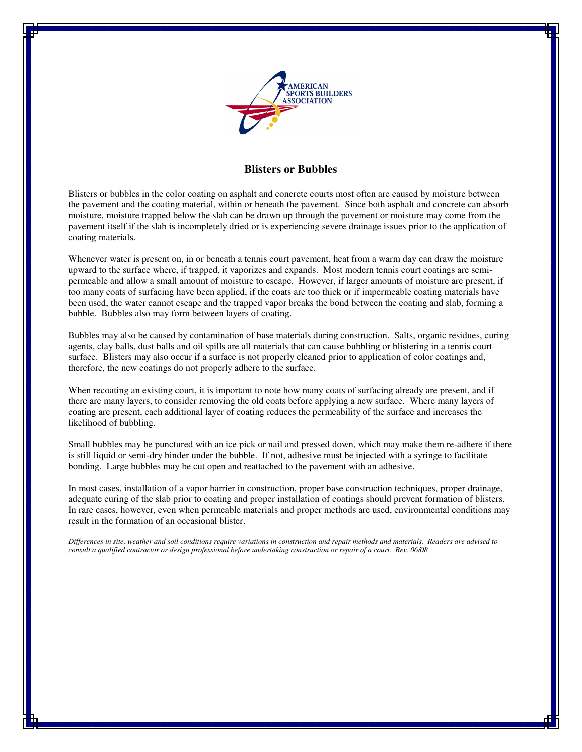AMERICAN SPORTS BUILDERS ASSOCIATION

# Blisters or Bubbles

Blisters or bubbles in the color coating on asphalt and concrete courts most often are caused by moisture between the pavement and the coating material, within or beneath the pavement. Since both asphalt and concrete can absorb moisture, moisture trapped below the slab can be drawn up through the pavement or moisture may come from the pavement itself if the slab is incompletely dried or is experiencing severe drainage issues prior to the application of coating materials.

Whenever water is present on, in or beneath a tennis court pavement, heat from a warm day can draw the moisture upward to the surface where, if trapped, it vaporizes and expands. Most modern tennis court coatings are semi-permeable and allow a small amount of moisture to escape. However, if larger amounts of moisture are present, if too many coats of surfacing have been applied, if the coats are too thick or if impermeable coating materials have been used, the water cannot escape and the trapped vapor breaks the bond between the coating and slab, forming a bubble. Bubbles also may form between layers of coating.

Bubbles may also be caused by contamination of base materials during construction. Salts, organic residues, curing agents, clay balls, dust balls and oil spills are all materials that can cause bubbling or blistering in a tennis court surface. Blisters may also occur if a surface is not properly cleaned prior to application of color coatings and, therefore, the new coatings do not properly adhere to the surface.

When recoating an existing court, it is important to note how many coats of surfacing already are present, and if there are many layers, to consider removing the old coats before applying a new surface. Where many layers of coating are present, each additional layer of coating reduces the permeability of the surface and increases the likelihood of bubbling.

Small bubbles may be punctured with an ice pick or nail and pressed down, which may make them re-adhere if there is still liquid or semi-dry binder under the bubble. If not, adhesive must be injected with a syringe to facilitate bonding. Large bubbles may be cut open and reattached to the pavement with an adhesive.

In most cases, installation of a vapor barrier in construction, proper base construction techniques, proper drainage, adequate curing of the slab prior to coating and proper installation of coatings should prevent formation of blisters. In rare cases, however, even when permeable materials and proper methods are used, environmental conditions may result in the formation of an occasional blister.

*Differences in site, weather and soil conditions require variations in construction and repair methods and materials. Readers are advised to consult a qualified contractor or design professional before undertaking construction or repair of a court. Rev. 06/08*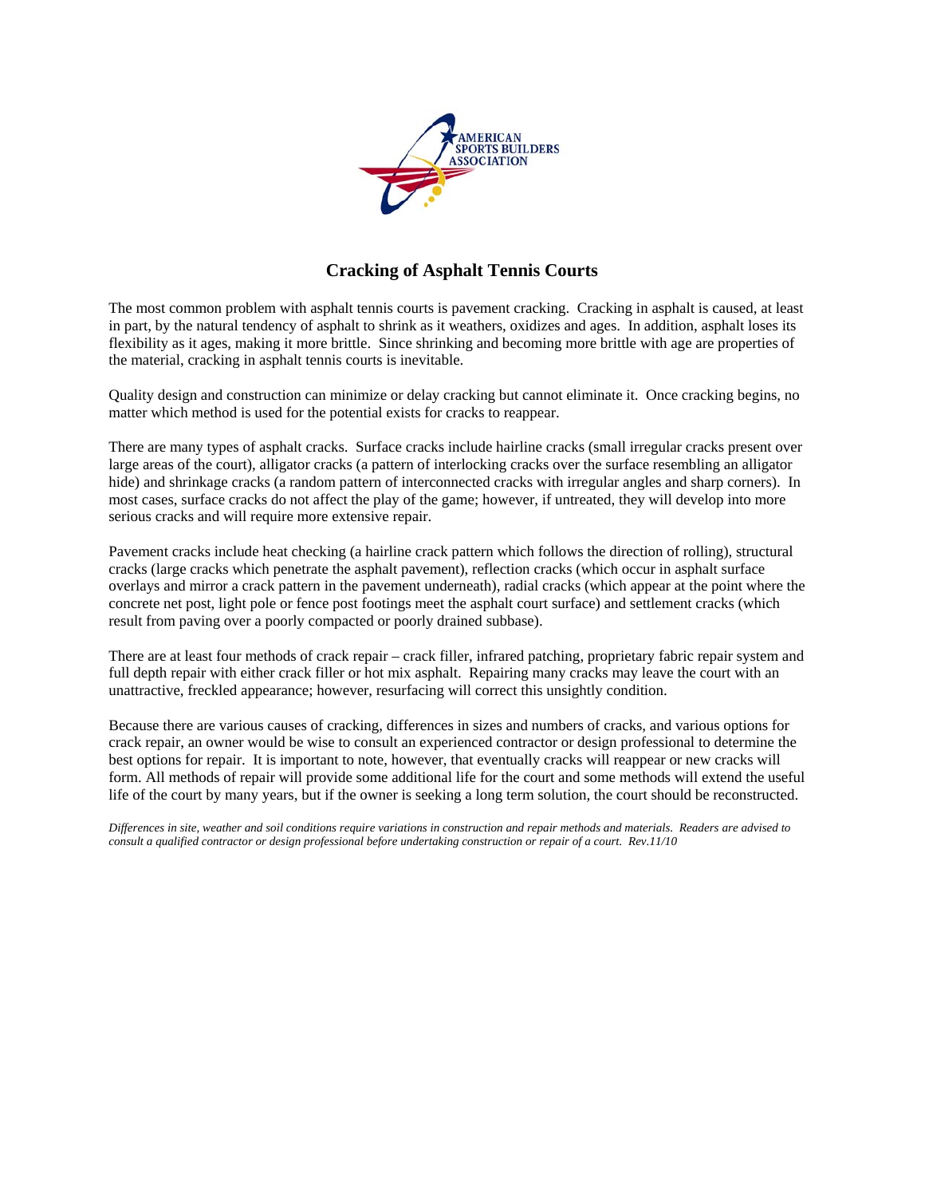# Cracking of Asphalt Tennis Courts

The most common problem with asphalt tennis courts is pavement cracking. Cracking in asphalt is caused, at least in part, by the natural tendency of asphalt to shrink as it weathers, oxidizes and ages. In addition, asphalt loses its flexibility as it ages, making it more brittle. Since shrinking and becoming more brittle with age are properties of the material, cracking in asphalt tennis courts is inevitable.

Quality design and construction can minimize or delay cracking but cannot eliminate it. Once cracking begins, no matter which method is used for the potential exists for cracks to reappear.

There are many types of asphalt cracks. Surface cracks include hairline cracks (small irregular cracks present over large areas of the court), alligator cracks (a pattern of interlocking cracks over the surface resembling an alligator hide) and shrinkage cracks (a random pattern of interconnected cracks with irregular angles and sharp corners). In most cases, surface cracks do not affect the play of the game; however, if untreated, they will develop into more serious cracks and will require more extensive repair.

Pavement cracks include heat checking (a hairline crack pattern which follows the direction of rolling), structural cracks (large cracks which penetrate the asphalt pavement), reflection cracks (which occur in asphalt surface overlays and mirror a crack pattern in the pavement underneath), radial cracks (which appear at the point where the concrete net post, light pole or fence post footings meet the asphalt court surface) and settlement cracks (which result from paving over a poorly compacted or poorly drained subbase).

There are at least four methods of crack repair – crack filler, infrared patching, proprietary fabric repair system and full depth repair with either crack filler or hot mix asphalt. Repairing many cracks may leave the court with an unattractive, freckled appearance; however, resurfacing will correct this unsightly condition.

Because there are various causes of cracking, differences in sizes and numbers of cracks, and various options for crack repair, an owner would be wise to consult an experienced contractor or design professional to determine the best options for repair. It is important to note, however, that eventually cracks will reappear or new cracks will form. All methods of repair will provide some additional life for the court and some methods will extend the useful life of the court by many years, but if the owner is seeking a long term solution, the court should be reconstructed.

*Differences in site, weather and soil conditions require variations in construction and repair methods and materials. Readers are advised to consult a qualified contractor or design professional before undertaking construction or repair of a court. Rev.11/10*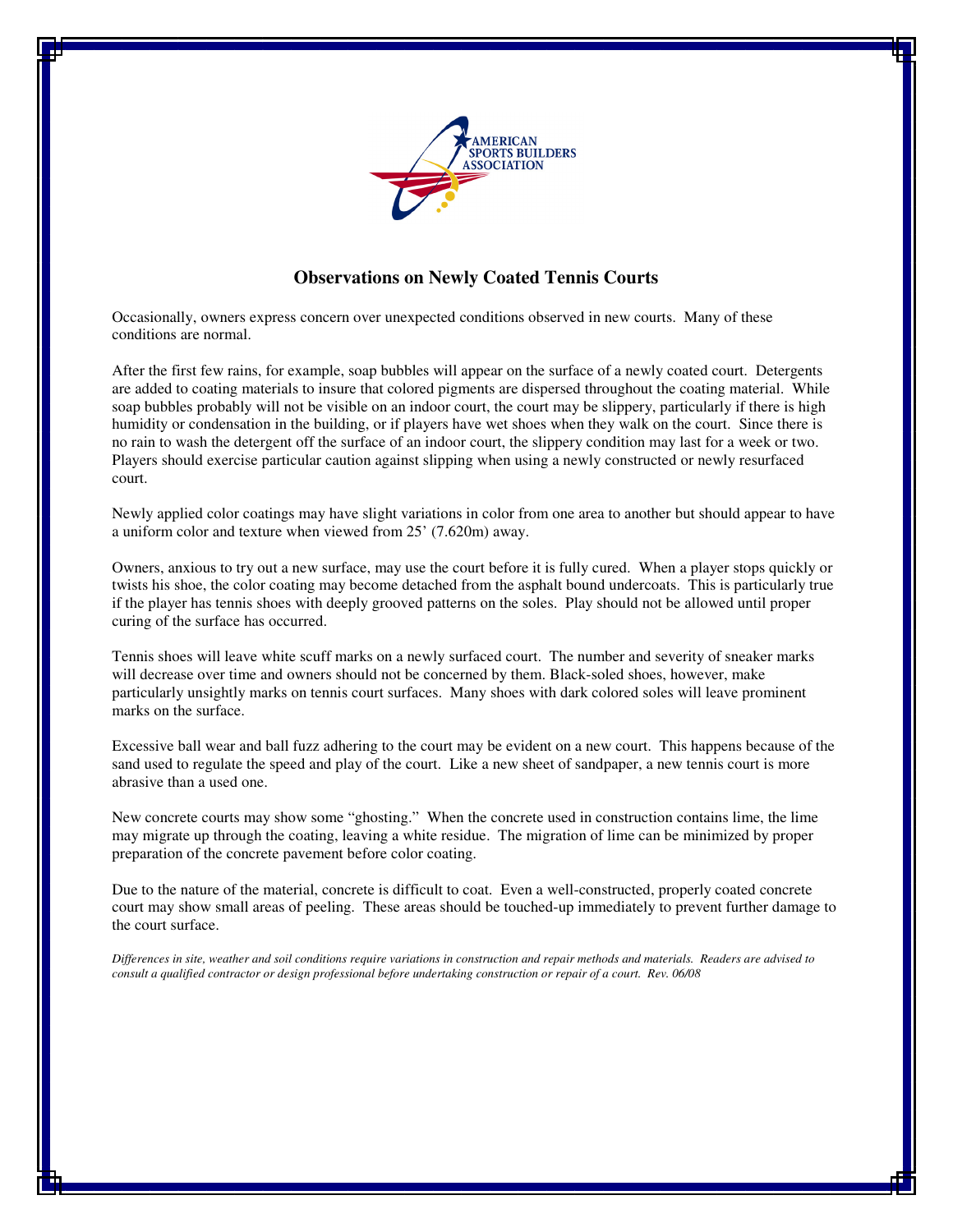# Observations on Newly Coated Tennis Courts

Occasionally, owners express concern over unexpected conditions observed in new courts. Many of these conditions are normal.

After the first few rains, for example, soap bubbles will appear on the surface of a newly coated court. Detergents are added to coating materials to insure that colored pigments are dispersed throughout the coating material. While soap bubbles probably will not be visible on an indoor court, the court may be slippery, particularly if there is high humidity or condensation in the building, or if players have wet shoes when they walk on the court. Since there is no rain to wash the detergent off the surface of an indoor court, the slippery condition may last for a week or two. Players should exercise particular caution against slipping when using a newly constructed or newly resurfaced court.

Newly applied color coatings may have slight variations in color from one area to another but should appear to have a uniform color and texture when viewed from 25' (7.620m) away.

Owners, anxious to try out a new surface, may use the court before it is fully cured. When a player stops quickly or twists his shoe, the color coating may become detached from the asphalt bound undercoats. This is particularly true if the player has tennis shoes with deeply grooved patterns on the soles. Play should not be allowed until proper curing of the surface has occurred.

Tennis shoes will leave white scuff marks on a newly surfaced court. The number and severity of sneaker marks will decrease over time and owners should not be concerned by them. Black-soled shoes, however, make particularly unsightly marks on tennis court surfaces. Many shoes with dark colored soles will leave prominent marks on the surface.

Excessive ball wear and ball fuzz adhering to the court may be evident on a new court. This happens because of the sand used to regulate the speed and play of the court. Like a new sheet of sandpaper, a new tennis court is more abrasive than a used one.

New concrete courts may show some "ghosting." When the concrete used in construction contains lime, the lime may migrate up through the coating, leaving a white residue. The migration of lime can be minimized by proper preparation of the concrete pavement before color coating.

Due to the nature of the material, concrete is difficult to coat. Even a well-constructed, properly coated concrete court may show small areas of peeling. These areas should be touched-up immediately to prevent further damage to the court surface.

*Differences in site, weather and soil conditions require variations in construction and repair methods and materials. Readers are advised to consult a qualified contractor or design professional before undertaking construction or repair of a court. Rev. 06/08*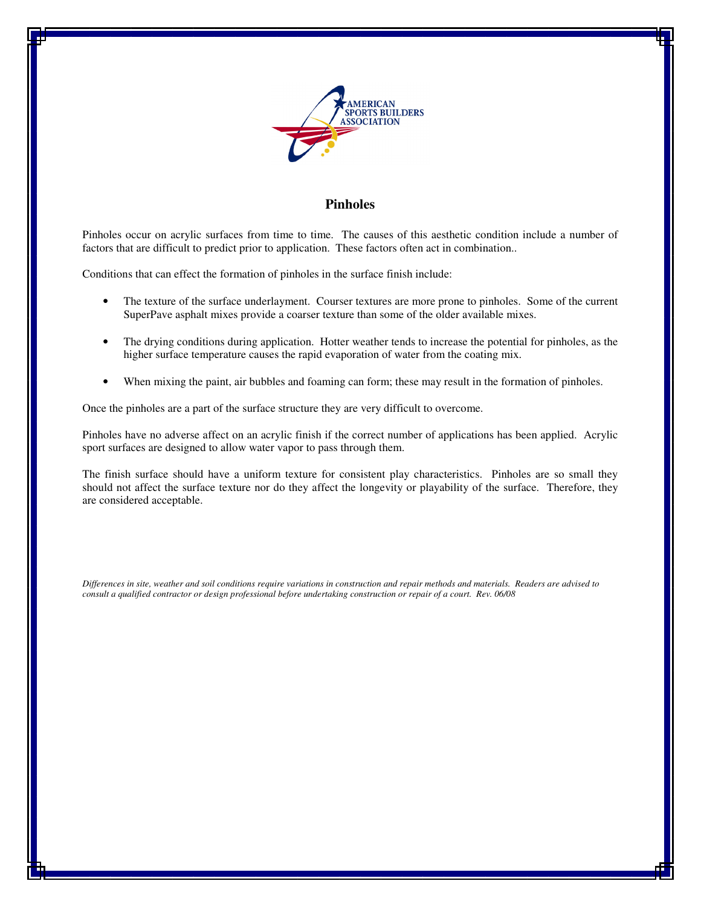AMERICAN SPORTS BUILDERS ASSOCIATION

# Pinholes

Pinholes occur on acrylic surfaces from time to time. The causes of this aesthetic condition include a number of factors that are difficult to predict prior to application. These factors often act in combination..

Conditions that can effect the formation of pinholes in the surface finish include:

- The texture of the surface underlayment. Courser textures are more prone to pinholes. Some of the current SuperPave asphalt mixes provide a coarser texture than some of the older available mixes.
- The drying conditions during application. Hotter weather tends to increase the potential for pinholes, as the higher surface temperature causes the rapid evaporation of water from the coating mix.
- When mixing the paint, air bubbles and foaming can form; these may result in the formation of pinholes.

Once the pinholes are a part of the surface structure they are very difficult to overcome.

Pinholes have no adverse affect on an acrylic finish if the correct number of applications has been applied. Acrylic sport surfaces are designed to allow water vapor to pass through them.

The finish surface should have a uniform texture for consistent play characteristics. Pinholes are so small they should not affect the surface texture nor do they affect the longevity or playability of the surface. Therefore, they are considered acceptable.

*Differences in site, weather and soil conditions require variations in construction and repair methods and materials. Readers are advised to consult a qualified contractor or design professional before undertaking construction or repair of a court. Rev. 06/08*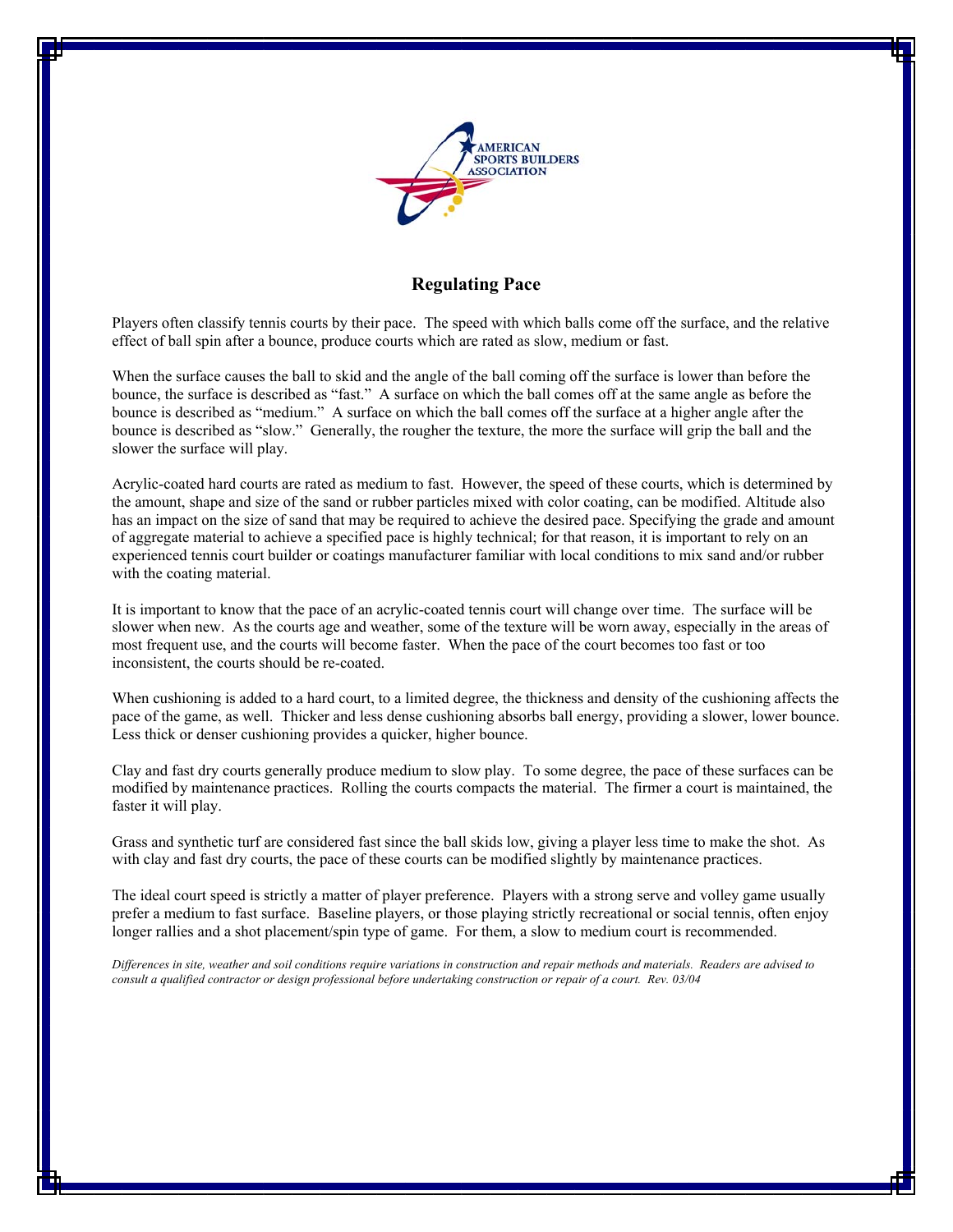# Regulating Pace

Players often classify tennis courts by their pace. The speed with which balls come off the surface, and the relative effect of ball spin after a bounce, produce courts which are rated as slow, medium or fast.

When the surface causes the ball to skid and the angle of the ball coming off the surface is lower than before the bounce, the surface is described as "fast." A surface on which the ball comes off at the same angle as before the bounce is described as "medium." A surface on which the ball comes off the surface at a higher angle after the bounce is described as "slow." Generally, the rougher the texture, the more the surface will grip the ball and the slower the surface will play.

Acrylic-coated hard courts are rated as medium to fast. However, the speed of these courts, which is determined by the amount, shape and size of the sand or rubber particles mixed with color coating, can be modified. Altitude also has an impact on the size of sand that may be required to achieve the desired pace. Specifying the grade and amount of aggregate material to achieve a specified pace is highly technical; for that reason, it is important to rely on an experienced tennis court builder or coatings manufacturer familiar with local conditions to mix sand and/or rubber with the coating material.

It is important to know that the pace of an acrylic-coated tennis court will change over time. The surface will be slower when new. As the courts age and weather, some of the texture will be worn away, especially in the areas of most frequent use, and the courts will become faster. When the pace of the court becomes too fast or too inconsistent, the courts should be re-coated.

When cushioning is added to a hard court, to a limited degree, the thickness and density of the cushioning affects the pace of the game, as well. Thicker and less dense cushioning absorbs ball energy, providing a slower, lower bounce. Less thick or denser cushioning provides a quicker, higher bounce.

Clay and fast dry courts generally produce medium to slow play. To some degree, the pace of these surfaces can be modified by maintenance practices. Rolling the courts compacts the material. The firmer a court is maintained, the faster it will play.

Grass and synthetic turf are considered fast since the ball skids low, giving a player less time to make the shot. As with clay and fast dry courts, the pace of these courts can be modified slightly by maintenance practices.

The ideal court speed is strictly a matter of player preference. Players with a strong serve and volley game usually prefer a medium to fast surface. Baseline players, or those playing strictly recreational or social tennis, often enjoy longer rallies and a shot placement/spin type of game. For them, a slow to medium court is recommended.

*Differences in site, weather and soil conditions require variations in construction and repair methods and materials. Readers are advised to consult a qualified contractor or design professional before undertaking construction or repair of a court. Rev. 03/04*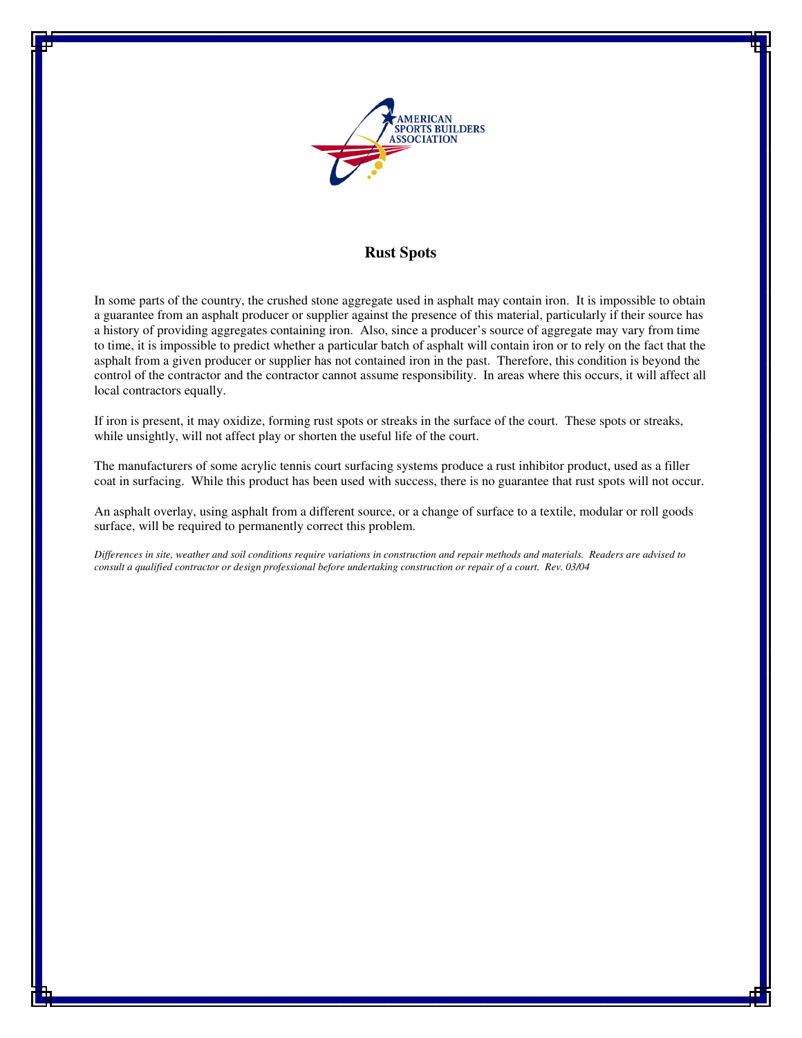AMERICAN SPORTS BUILDERS ASSOCIATION

# Rust Spots

In some parts of the country, the crushed stone aggregate used in asphalt may contain iron. It is impossible to obtain a guarantee from an asphalt producer or supplier against the presence of this material, particularly if their source has a history of providing aggregates containing iron. Also, since a producer's source of aggregate may vary from time to time, it is impossible to predict whether a particular batch of asphalt will contain iron or to rely on the fact that the asphalt from a given producer or supplier has not contained iron in the past. Therefore, this condition is beyond the control of the contractor and the contractor cannot assume responsibility. In areas where this occurs, it will affect all local contractors equally.

If iron is present, it may oxidize, forming rust spots or streaks in the surface of the court. These spots or streaks, while unsightly, will not affect play or shorten the useful life of the court.

The manufacturers of some acrylic tennis court surfacing systems produce a rust inhibitor product, used as a filler coat in surfacing. While this product has been used with success, there is no guarantee that rust spots will not occur.

An asphalt overlay, using asphalt from a different source, or a change of surface to a textile, modular or roll goods surface, will be required to permanently correct this problem.

*Differences in site, weather and soil conditions require variations in construction and repair methods and materials. Readers are advised to consult a qualified contractor or design professional before undertaking construction or repair of a court. Rev. 03/04*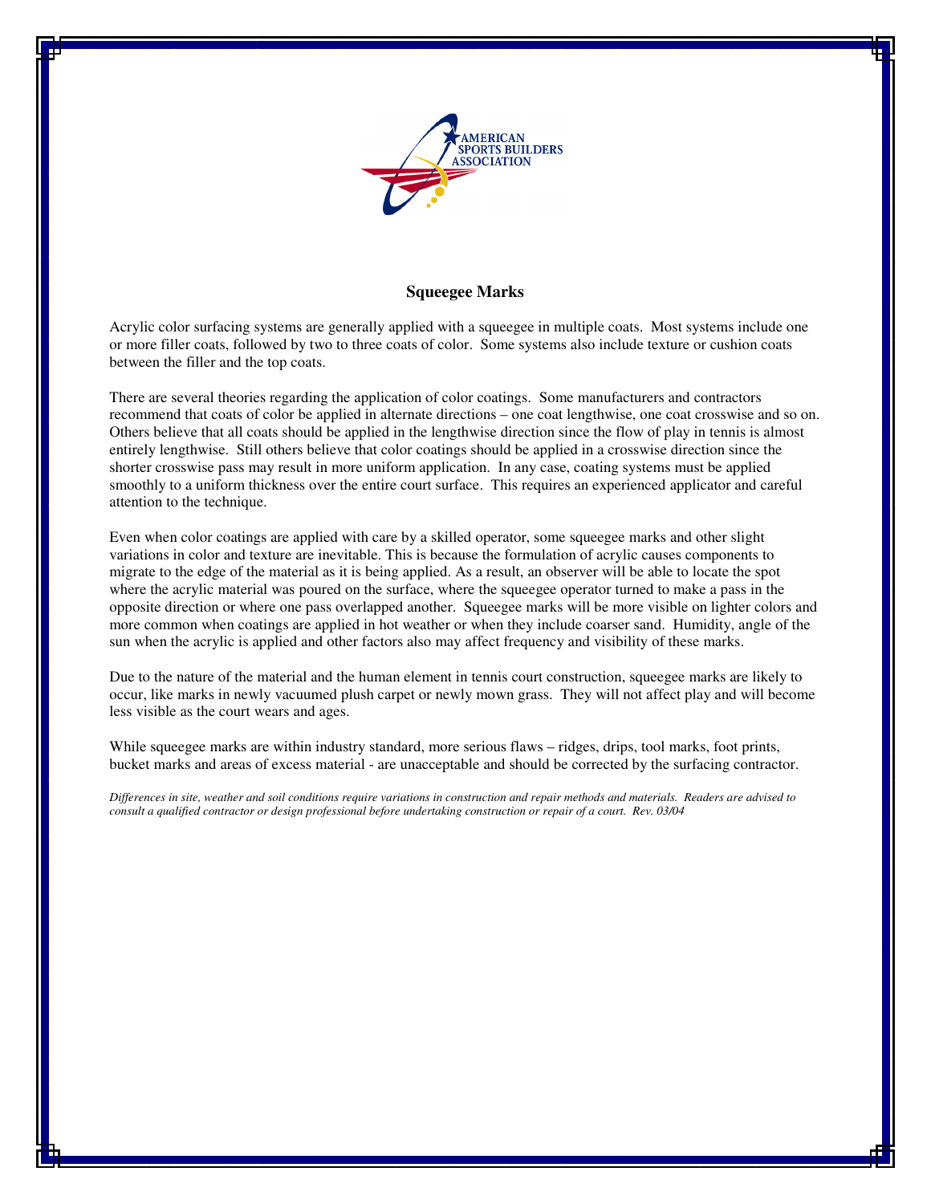AMERICAN SPORTS BUILDERS ASSOCIATION

# Squeegee Marks

Acrylic color surfacing systems are generally applied with a squeegee in multiple coats. Most systems include one or more filler coats, followed by two to three coats of color. Some systems also include texture or cushion coats between the filler and the top coats.

There are several theories regarding the application of color coatings. Some manufacturers and contractors recommend that coats of color be applied in alternate directions – one coat lengthwise, one coat crosswise and so on. Others believe that all coats should be applied in the lengthwise direction since the flow of play in tennis is almost entirely lengthwise. Still others believe that color coatings should be applied in a crosswise direction since the shorter crosswise pass may result in more uniform application. In any case, coating systems must be applied smoothly to a uniform thickness over the entire court surface. This requires an experienced applicator and careful attention to the technique.

Even when color coatings are applied with care by a skilled operator, some squeegee marks and other slight variations in color and texture are inevitable. This is because the formulation of acrylic causes components to migrate to the edge of the material as it is being applied. As a result, an observer will be able to locate the spot where the acrylic material was poured on the surface, where the squeegee operator turned to make a pass in the opposite direction or where one pass overlapped another. Squeegee marks will be more visible on lighter colors and more common when coatings are applied in hot weather or when they include coarser sand. Humidity, angle of the sun when the acrylic is applied and other factors also may affect frequency and visibility of these marks.

Due to the nature of the material and the human element in tennis court construction, squeegee marks are likely to occur, like marks in newly vacuumed plush carpet or newly mown grass. They will not affect play and will become less visible as the court wears and ages.

While squeegee marks are within industry standard, more serious flaws – ridges, drips, tool marks, foot prints, bucket marks and areas of excess material - are unacceptable and should be corrected by the surfacing contractor.

*Differences in site, weather and soil conditions require variations in construction and repair methods and materials. Readers are advised to consult a qualified contractor or design professional before undertaking construction or repair of a court. Rev. 03/04*